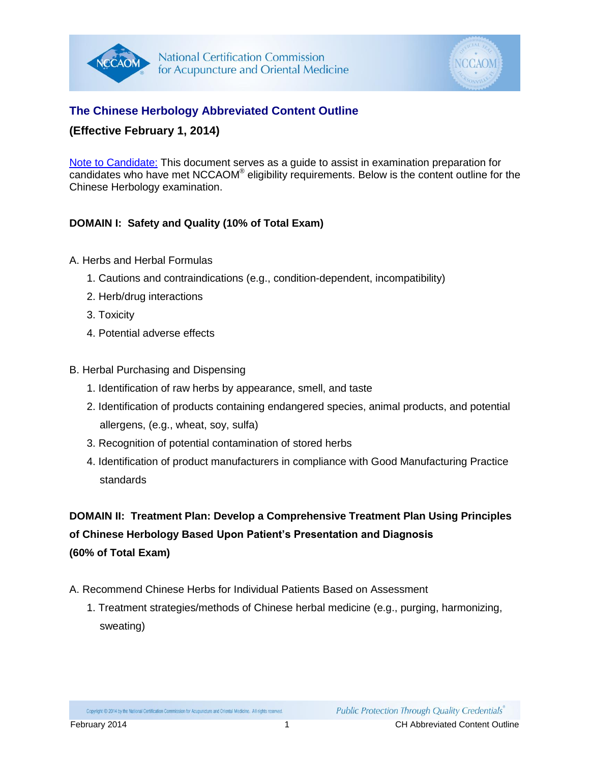## The Chinese Herbology Abbreviated Content Outline

**(Effective February 1, 2014)**

Note to Candidate: This document serves as a guide to assist in examination preparation for candidates who have met NCCAOM® eligibility requirements. Below is the content outline for the Chinese Herbology examination.

### DOMAIN I: Safety and Quality (10% of Total Exam)

A. Herbs and Herbal Formulas

1. Cautions and contraindications (e.g., condition-dependent, incompatibility)
2. Herb/drug interactions
3. Toxicity
4. Potential adverse effects

B. Herbal Purchasing and Dispensing

1. Identification of raw herbs by appearance, smell, and taste
2. Identification of products containing endangered species, animal products, and potential allergens, (e.g., wheat, soy, sulfa)
3. Recognition of potential contamination of stored herbs
4. Identification of product manufacturers in compliance with Good Manufacturing Practice standards

### DOMAIN II: Treatment Plan: Develop a Comprehensive Treatment Plan Using Principles of Chinese Herbology Based Upon Patient's Presentation and Diagnosis (60% of Total Exam)

A. Recommend Chinese Herbs for Individual Patients Based on Assessment

1. Treatment strategies/methods of Chinese herbal medicine (e.g., purging, harmonizing, sweating)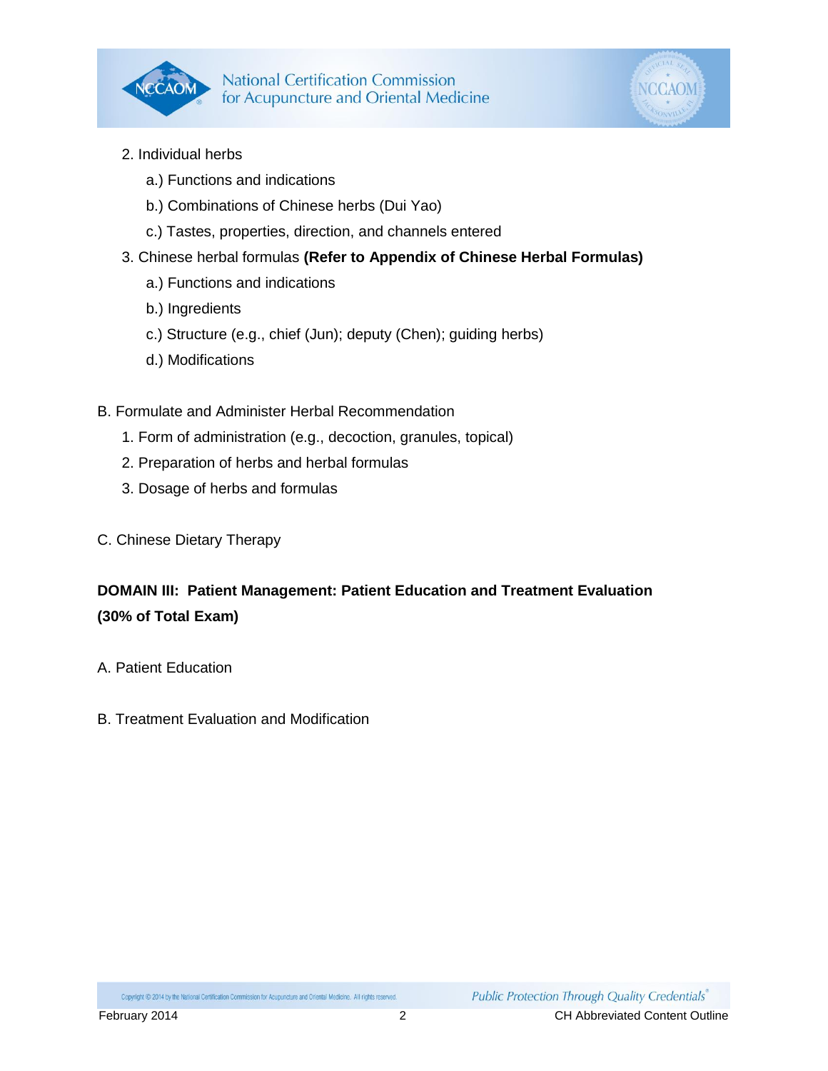2. Individual herbs
    a.) Functions and indications
    b.) Combinations of Chinese herbs (Dui Yao)
    c.) Tastes, properties, direction, and channels entered
3. Chinese herbal formulas **(Refer to Appendix of Chinese Herbal Formulas)**
    a.) Functions and indications
    b.) Ingredients
    c.) Structure (e.g., chief (Jun); deputy (Chen); guiding herbs)
    d.) Modifications

B. Formulate and Administer Herbal Recommendation

1. Form of administration (e.g., decoction, granules, topical)
2. Preparation of herbs and herbal formulas
3. Dosage of herbs and formulas

C. Chinese Dietary Therapy

**DOMAIN III: Patient Management: Patient Education and Treatment Evaluation (30% of Total Exam)**

A. Patient Education

B. Treatment Evaluation and Modification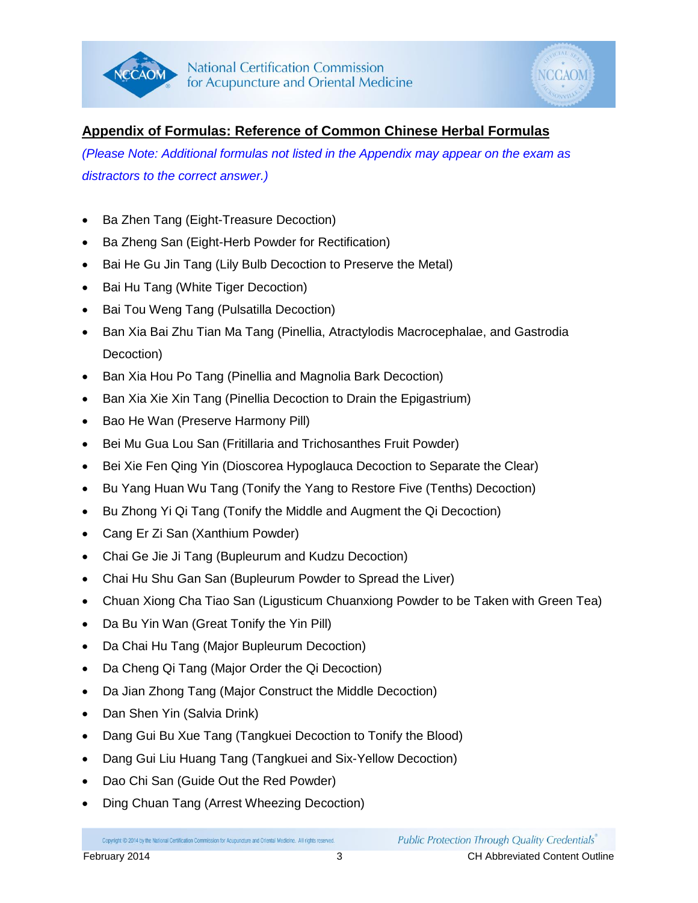## Appendix of Formulas: Reference of Common Chinese Herbal Formulas

*(Please Note: Additional formulas not listed in the Appendix may appear on the exam as distractors to the correct answer.)*

- Ba Zhen Tang (Eight-Treasure Decoction)
- Ba Zheng San (Eight-Herb Powder for Rectification)
- Bai He Gu Jin Tang (Lily Bulb Decoction to Preserve the Metal)
- Bai Hu Tang (White Tiger Decoction)
- Bai Tou Weng Tang (Pulsatilla Decoction)
- Ban Xia Bai Zhu Tian Ma Tang (Pinellia, Atractylodis Macrocephalae, and Gastrodia Decoction)
- Ban Xia Hou Po Tang (Pinellia and Magnolia Bark Decoction)
- Ban Xia Xie Xin Tang (Pinellia Decoction to Drain the Epigastrium)
- Bao He Wan (Preserve Harmony Pill)
- Bei Mu Gua Lou San (Fritillaria and Trichosanthes Fruit Powder)
- Bei Xie Fen Qing Yin (Dioscorea Hypoglauca Decoction to Separate the Clear)
- Bu Yang Huan Wu Tang (Tonify the Yang to Restore Five (Tenths) Decoction)
- Bu Zhong Yi Qi Tang (Tonify the Middle and Augment the Qi Decoction)
- Cang Er Zi San (Xanthium Powder)
- Chai Ge Jie Ji Tang (Bupleurum and Kudzu Decoction)
- Chai Hu Shu Gan San (Bupleurum Powder to Spread the Liver)
- Chuan Xiong Cha Tiao San (Ligusticum Chuanxiong Powder to be Taken with Green Tea)
- Da Bu Yin Wan (Great Tonify the Yin Pill)
- Da Chai Hu Tang (Major Bupleurum Decoction)
- Da Cheng Qi Tang (Major Order the Qi Decoction)
- Da Jian Zhong Tang (Major Construct the Middle Decoction)
- Dan Shen Yin (Salvia Drink)
- Dang Gui Bu Xue Tang (Tangkuei Decoction to Tonify the Blood)
- Dang Gui Liu Huang Tang (Tangkuei and Six-Yellow Decoction)
- Dao Chi San (Guide Out the Red Powder)
- Ding Chuan Tang (Arrest Wheezing Decoction)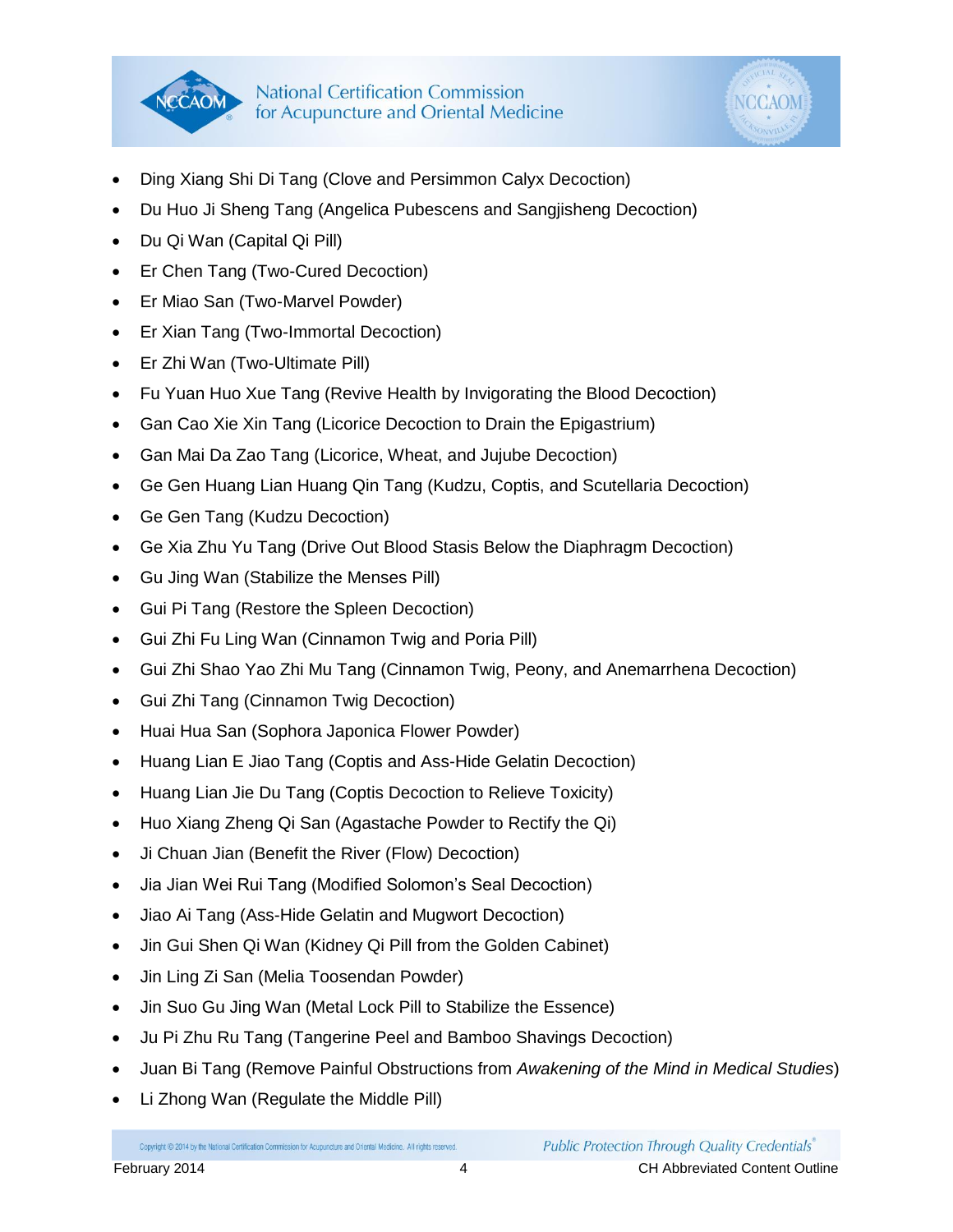- Ding Xiang Shi Di Tang (Clove and Persimmon Calyx Decoction)
- Du Huo Ji Sheng Tang (Angelica Pubescens and Sangjisheng Decoction)
- Du Qi Wan (Capital Qi Pill)
- Er Chen Tang (Two-Cured Decoction)
- Er Miao San (Two-Marvel Powder)
- Er Xian Tang (Two-Immortal Decoction)
- Er Zhi Wan (Two-Ultimate Pill)
- Fu Yuan Huo Xue Tang (Revive Health by Invigorating the Blood Decoction)
- Gan Cao Xie Xin Tang (Licorice Decoction to Drain the Epigastrium)
- Gan Mai Da Zao Tang (Licorice, Wheat, and Jujube Decoction)
- Ge Gen Huang Lian Huang Qin Tang (Kudzu, Coptis, and Scutellaria Decoction)
- Ge Gen Tang (Kudzu Decoction)
- Ge Xia Zhu Yu Tang (Drive Out Blood Stasis Below the Diaphragm Decoction)
- Gu Jing Wan (Stabilize the Menses Pill)
- Gui Pi Tang (Restore the Spleen Decoction)
- Gui Zhi Fu Ling Wan (Cinnamon Twig and Poria Pill)
- Gui Zhi Shao Yao Zhi Mu Tang (Cinnamon Twig, Peony, and Anemarrhena Decoction)
- Gui Zhi Tang (Cinnamon Twig Decoction)
- Huai Hua San (Sophora Japonica Flower Powder)
- Huang Lian E Jiao Tang (Coptis and Ass-Hide Gelatin Decoction)
- Huang Lian Jie Du Tang (Coptis Decoction to Relieve Toxicity)
- Huo Xiang Zheng Qi San (Agastache Powder to Rectify the Qi)
- Ji Chuan Jian (Benefit the River (Flow) Decoction)
- Jia Jian Wei Rui Tang (Modified Solomon's Seal Decoction)
- Jiao Ai Tang (Ass-Hide Gelatin and Mugwort Decoction)
- Jin Gui Shen Qi Wan (Kidney Qi Pill from the Golden Cabinet)
- Jin Ling Zi San (Melia Toosendan Powder)
- Jin Suo Gu Jing Wan (Metal Lock Pill to Stabilize the Essence)
- Ju Pi Zhu Ru Tang (Tangerine Peel and Bamboo Shavings Decoction)
- Juan Bi Tang (Remove Painful Obstructions from *Awakening of the Mind in Medical Studies*)
- Li Zhong Wan (Regulate the Middle Pill)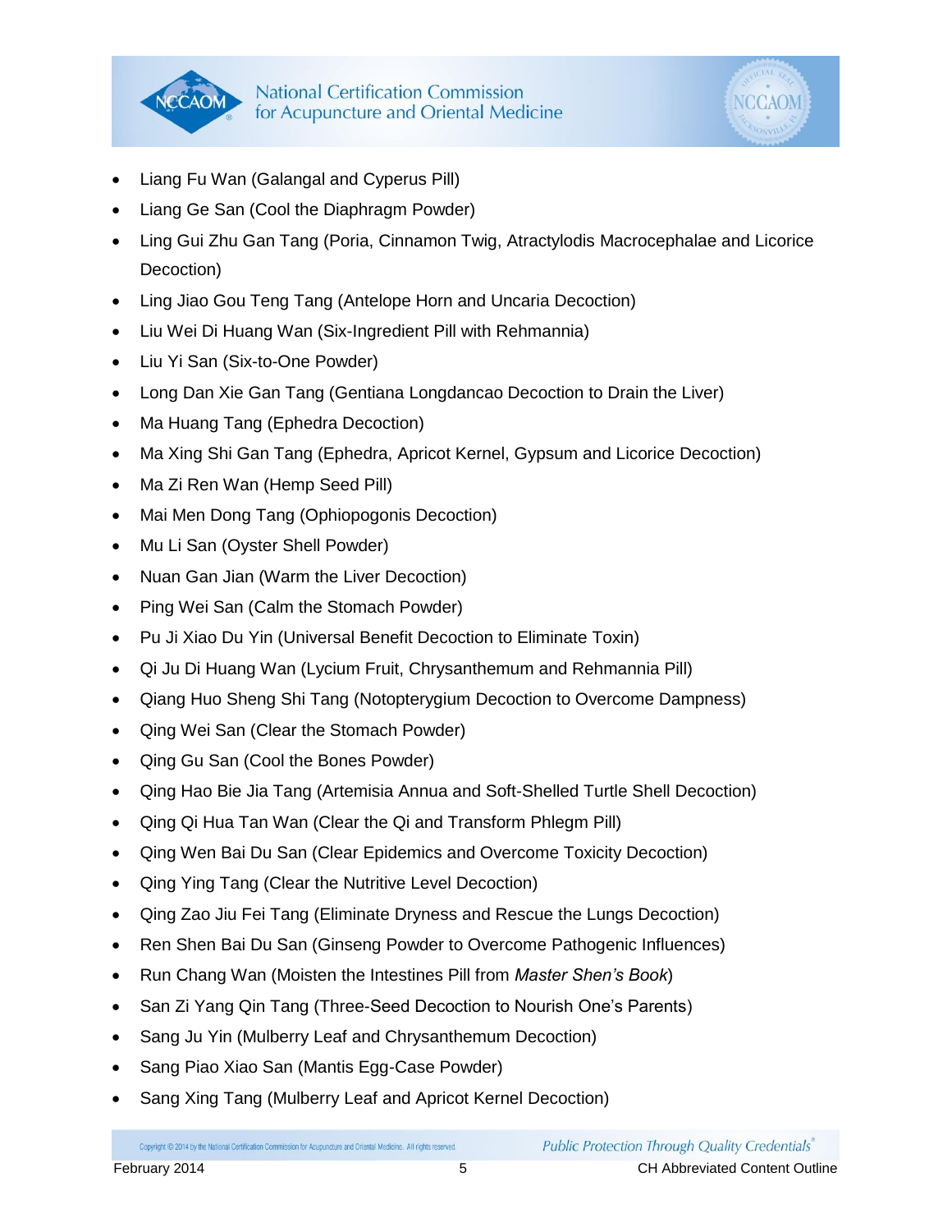- Liang Fu Wan (Galangal and Cyperus Pill)
- Liang Ge San (Cool the Diaphragm Powder)
- Ling Gui Zhu Gan Tang (Poria, Cinnamon Twig, Atractylodis Macrocephalae and Licorice Decoction)
- Ling Jiao Gou Teng Tang (Antelope Horn and Uncaria Decoction)
- Liu Wei Di Huang Wan (Six-Ingredient Pill with Rehmannia)
- Liu Yi San (Six-to-One Powder)
- Long Dan Xie Gan Tang (Gentiana Longdancao Decoction to Drain the Liver)
- Ma Huang Tang (Ephedra Decoction)
- Ma Xing Shi Gan Tang (Ephedra, Apricot Kernel, Gypsum and Licorice Decoction)
- Ma Zi Ren Wan (Hemp Seed Pill)
- Mai Men Dong Tang (Ophiopogonis Decoction)
- Mu Li San (Oyster Shell Powder)
- Nuan Gan Jian (Warm the Liver Decoction)
- Ping Wei San (Calm the Stomach Powder)
- Pu Ji Xiao Du Yin (Universal Benefit Decoction to Eliminate Toxin)
- Qi Ju Di Huang Wan (Lycium Fruit, Chrysanthemum and Rehmannia Pill)
- Qiang Huo Sheng Shi Tang (Notopterygium Decoction to Overcome Dampness)
- Qing Wei San (Clear the Stomach Powder)
- Qing Gu San (Cool the Bones Powder)
- Qing Hao Bie Jia Tang (Artemisia Annua and Soft-Shelled Turtle Shell Decoction)
- Qing Qi Hua Tan Wan (Clear the Qi and Transform Phlegm Pill)
- Qing Wen Bai Du San (Clear Epidemics and Overcome Toxicity Decoction)
- Qing Ying Tang (Clear the Nutritive Level Decoction)
- Qing Zao Jiu Fei Tang (Eliminate Dryness and Rescue the Lungs Decoction)
- Ren Shen Bai Du San (Ginseng Powder to Overcome Pathogenic Influences)
- Run Chang Wan (Moisten the Intestines Pill from *Master Shen's Book*)
- San Zi Yang Qin Tang (Three-Seed Decoction to Nourish One's Parents)
- Sang Ju Yin (Mulberry Leaf and Chrysanthemum Decoction)
- Sang Piao Xiao San (Mantis Egg-Case Powder)
- Sang Xing Tang (Mulberry Leaf and Apricot Kernel Decoction)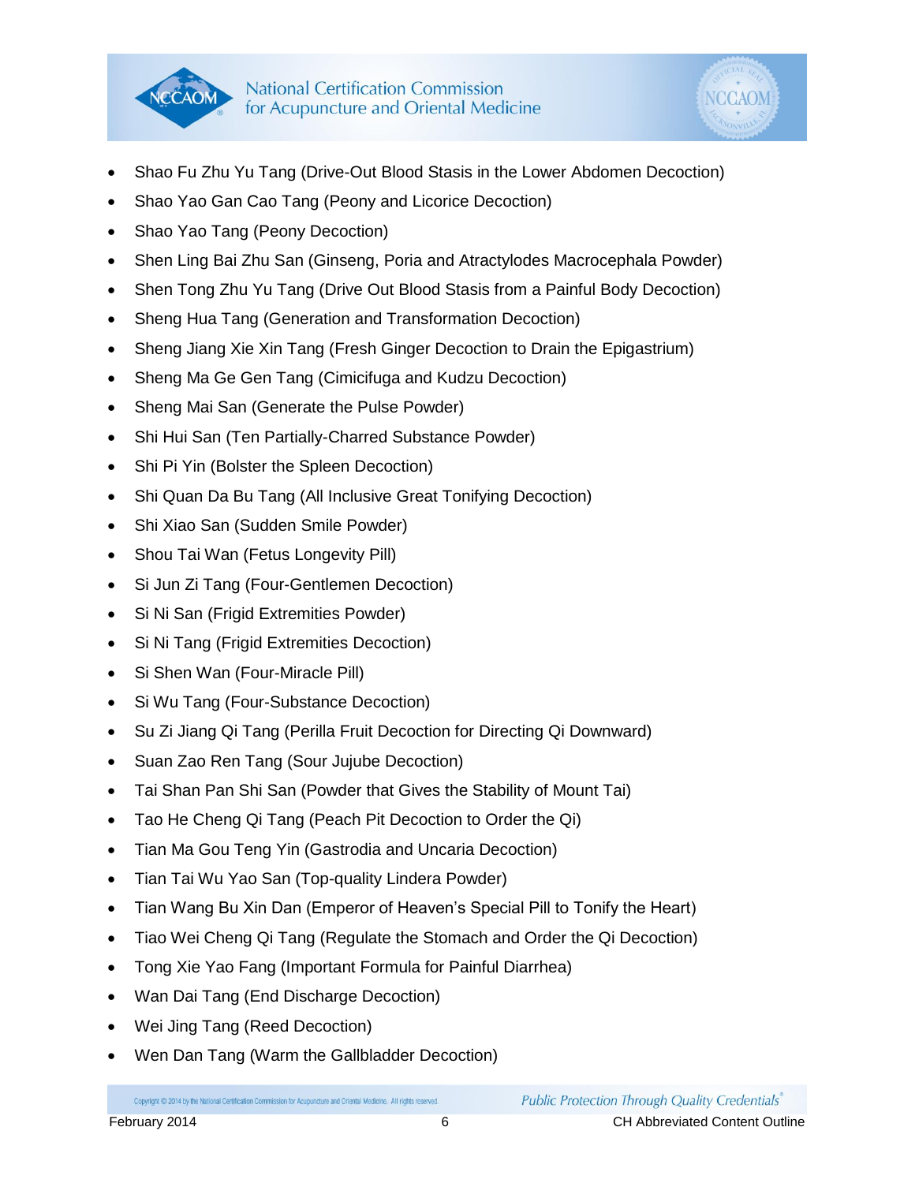- Shao Fu Zhu Yu Tang (Drive-Out Blood Stasis in the Lower Abdomen Decoction)
- Shao Yao Gan Cao Tang (Peony and Licorice Decoction)
- Shao Yao Tang (Peony Decoction)
- Shen Ling Bai Zhu San (Ginseng, Poria and Atractylodes Macrocephala Powder)
- Shen Tong Zhu Yu Tang (Drive Out Blood Stasis from a Painful Body Decoction)
- Sheng Hua Tang (Generation and Transformation Decoction)
- Sheng Jiang Xie Xin Tang (Fresh Ginger Decoction to Drain the Epigastrium)
- Sheng Ma Ge Gen Tang (Cimicifuga and Kudzu Decoction)
- Sheng Mai San (Generate the Pulse Powder)
- Shi Hui San (Ten Partially-Charred Substance Powder)
- Shi Pi Yin (Bolster the Spleen Decoction)
- Shi Quan Da Bu Tang (All Inclusive Great Tonifying Decoction)
- Shi Xiao San (Sudden Smile Powder)
- Shou Tai Wan (Fetus Longevity Pill)
- Si Jun Zi Tang (Four-Gentlemen Decoction)
- Si Ni San (Frigid Extremities Powder)
- Si Ni Tang (Frigid Extremities Decoction)
- Si Shen Wan (Four-Miracle Pill)
- Si Wu Tang (Four-Substance Decoction)
- Su Zi Jiang Qi Tang (Perilla Fruit Decoction for Directing Qi Downward)
- Suan Zao Ren Tang (Sour Jujube Decoction)
- Tai Shan Pan Shi San (Powder that Gives the Stability of Mount Tai)
- Tao He Cheng Qi Tang (Peach Pit Decoction to Order the Qi)
- Tian Ma Gou Teng Yin (Gastrodia and Uncaria Decoction)
- Tian Tai Wu Yao San (Top-quality Lindera Powder)
- Tian Wang Bu Xin Dan (Emperor of Heaven's Special Pill to Tonify the Heart)
- Tiao Wei Cheng Qi Tang (Regulate the Stomach and Order the Qi Decoction)
- Tong Xie Yao Fang (Important Formula for Painful Diarrhea)
- Wan Dai Tang (End Discharge Decoction)
- Wei Jing Tang (Reed Decoction)
- Wen Dan Tang (Warm the Gallbladder Decoction)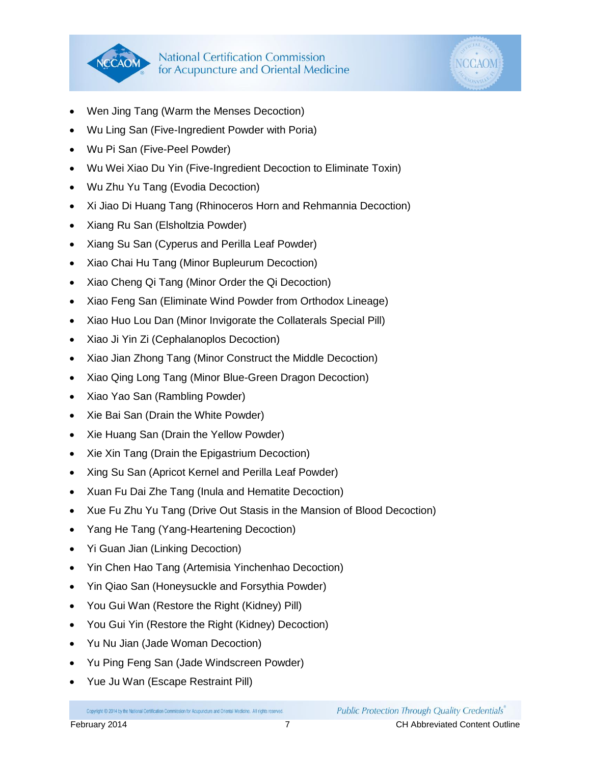- Wen Jing Tang (Warm the Menses Decoction)
- Wu Ling San (Five-Ingredient Powder with Poria)
- Wu Pi San (Five-Peel Powder)
- Wu Wei Xiao Du Yin (Five-Ingredient Decoction to Eliminate Toxin)
- Wu Zhu Yu Tang (Evodia Decoction)
- Xi Jiao Di Huang Tang (Rhinoceros Horn and Rehmannia Decoction)
- Xiang Ru San (Elsholtzia Powder)
- Xiang Su San (Cyperus and Perilla Leaf Powder)
- Xiao Chai Hu Tang (Minor Bupleurum Decoction)
- Xiao Cheng Qi Tang (Minor Order the Qi Decoction)
- Xiao Feng San (Eliminate Wind Powder from Orthodox Lineage)
- Xiao Huo Lou Dan (Minor Invigorate the Collaterals Special Pill)
- Xiao Ji Yin Zi (Cephalanoplos Decoction)
- Xiao Jian Zhong Tang (Minor Construct the Middle Decoction)
- Xiao Qing Long Tang (Minor Blue-Green Dragon Decoction)
- Xiao Yao San (Rambling Powder)
- Xie Bai San (Drain the White Powder)
- Xie Huang San (Drain the Yellow Powder)
- Xie Xin Tang (Drain the Epigastrium Decoction)
- Xing Su San (Apricot Kernel and Perilla Leaf Powder)
- Xuan Fu Dai Zhe Tang (Inula and Hematite Decoction)
- Xue Fu Zhu Yu Tang (Drive Out Stasis in the Mansion of Blood Decoction)
- Yang He Tang (Yang-Heartening Decoction)
- Yi Guan Jian (Linking Decoction)
- Yin Chen Hao Tang (Artemisia Yinchenhao Decoction)
- Yin Qiao San (Honeysuckle and Forsythia Powder)
- You Gui Wan (Restore the Right (Kidney) Pill)
- You Gui Yin (Restore the Right (Kidney) Decoction)
- Yu Nu Jian (Jade Woman Decoction)
- Yu Ping Feng San (Jade Windscreen Powder)
- Yue Ju Wan (Escape Restraint Pill)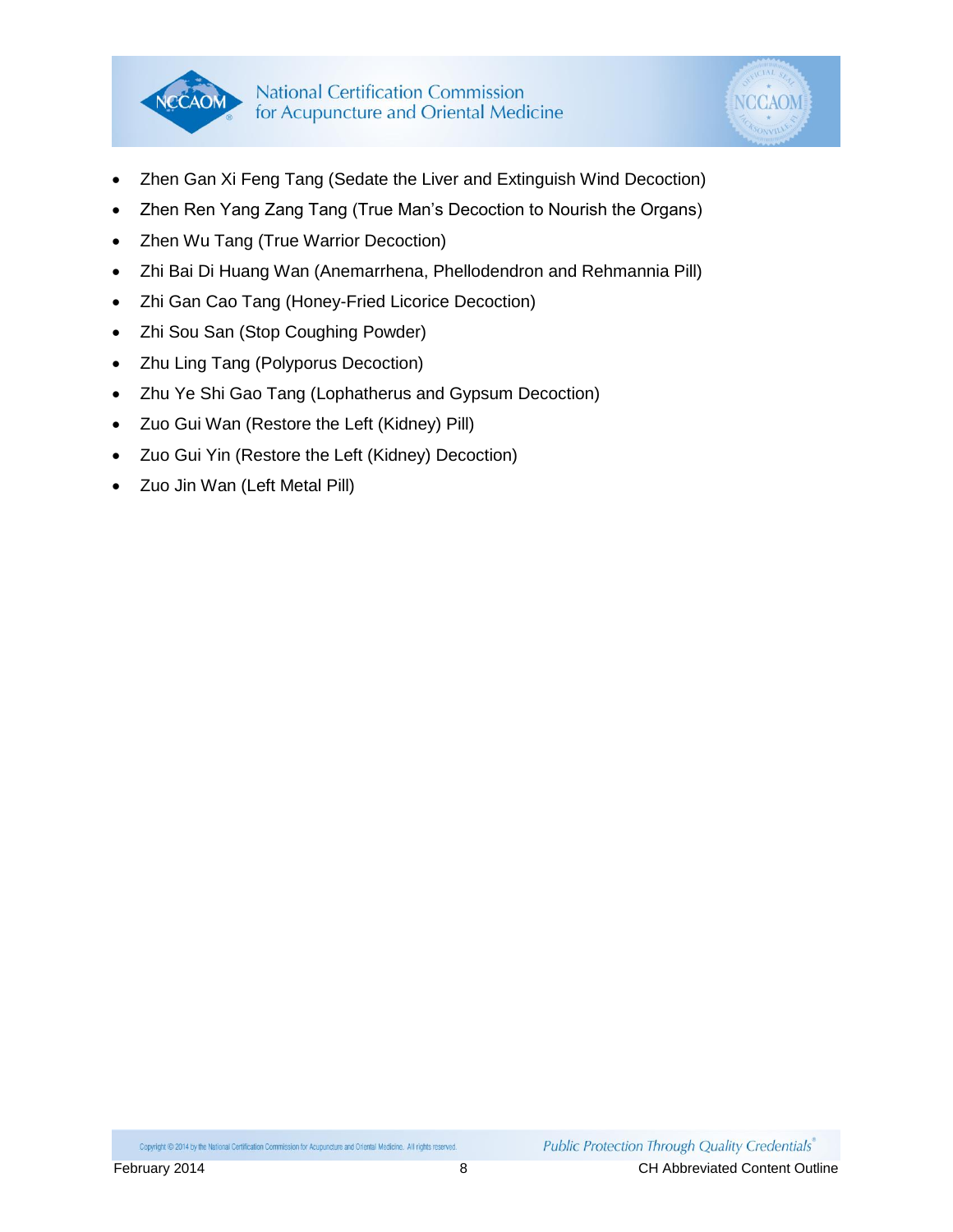- Zhen Gan Xi Feng Tang (Sedate the Liver and Extinguish Wind Decoction)
- Zhen Ren Yang Zang Tang (True Man's Decoction to Nourish the Organs)
- Zhen Wu Tang (True Warrior Decoction)
- Zhi Bai Di Huang Wan (Anemarrhena, Phellodendron and Rehmannia Pill)
- Zhi Gan Cao Tang (Honey-Fried Licorice Decoction)
- Zhi Sou San (Stop Coughing Powder)
- Zhu Ling Tang (Polyporus Decoction)
- Zhu Ye Shi Gao Tang (Lophatherus and Gypsum Decoction)
- Zuo Gui Wan (Restore the Left (Kidney) Pill)
- Zuo Gui Yin (Restore the Left (Kidney) Decoction)
- Zuo Jin Wan (Left Metal Pill)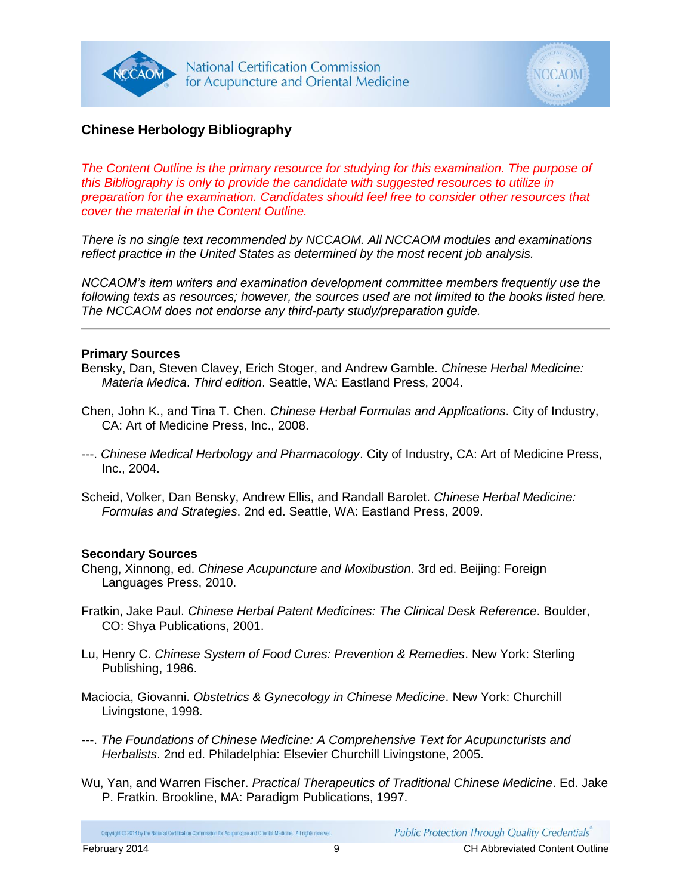## Chinese Herbology Bibliography

*The Content Outline is the primary resource for studying for this examination. The purpose of this Bibliography is only to provide the candidate with suggested resources to utilize in preparation for the examination. Candidates should feel free to consider other resources that cover the material in the Content Outline.*

*There is no single text recommended by NCCAOM. All NCCAOM modules and examinations reflect practice in the United States as determined by the most recent job analysis.*

*NCCAOM's item writers and examination development committee members frequently use the following texts as resources; however, the sources used are not limited to the books listed here. The NCCAOM does not endorse any third-party study/preparation guide.*

---

**Primary Sources**

Bensky, Dan, Steven Clavey, Erich Stoger, and Andrew Gamble. *Chinese Herbal Medicine: Materia Medica*. *Third edition*. Seattle, WA: Eastland Press, 2004.

Chen, John K., and Tina T. Chen. *Chinese Herbal Formulas and Applications*. City of Industry, CA: Art of Medicine Press, Inc., 2008.

---. *Chinese Medical Herbology and Pharmacology*. City of Industry, CA: Art of Medicine Press, Inc., 2004.

Scheid, Volker, Dan Bensky, Andrew Ellis, and Randall Barolet. *Chinese Herbal Medicine: Formulas and Strategies*. 2nd ed. Seattle, WA: Eastland Press, 2009.

**Secondary Sources**

Cheng, Xinnong, ed. *Chinese Acupuncture and Moxibustion*. 3rd ed. Beijing: Foreign Languages Press, 2010.

Fratkin, Jake Paul. *Chinese Herbal Patent Medicines: The Clinical Desk Reference*. Boulder, CO: Shya Publications, 2001.

Lu, Henry C. *Chinese System of Food Cures: Prevention & Remedies*. New York: Sterling Publishing, 1986.

Maciocia, Giovanni. *Obstetrics & Gynecology in Chinese Medicine*. New York: Churchill Livingstone, 1998.

---. *The Foundations of Chinese Medicine: A Comprehensive Text for Acupuncturists and Herbalists*. 2nd ed. Philadelphia: Elsevier Churchill Livingstone, 2005.

Wu, Yan, and Warren Fischer. *Practical Therapeutics of Traditional Chinese Medicine*. Ed. Jake P. Fratkin. Brookline, MA: Paradigm Publications, 1997.